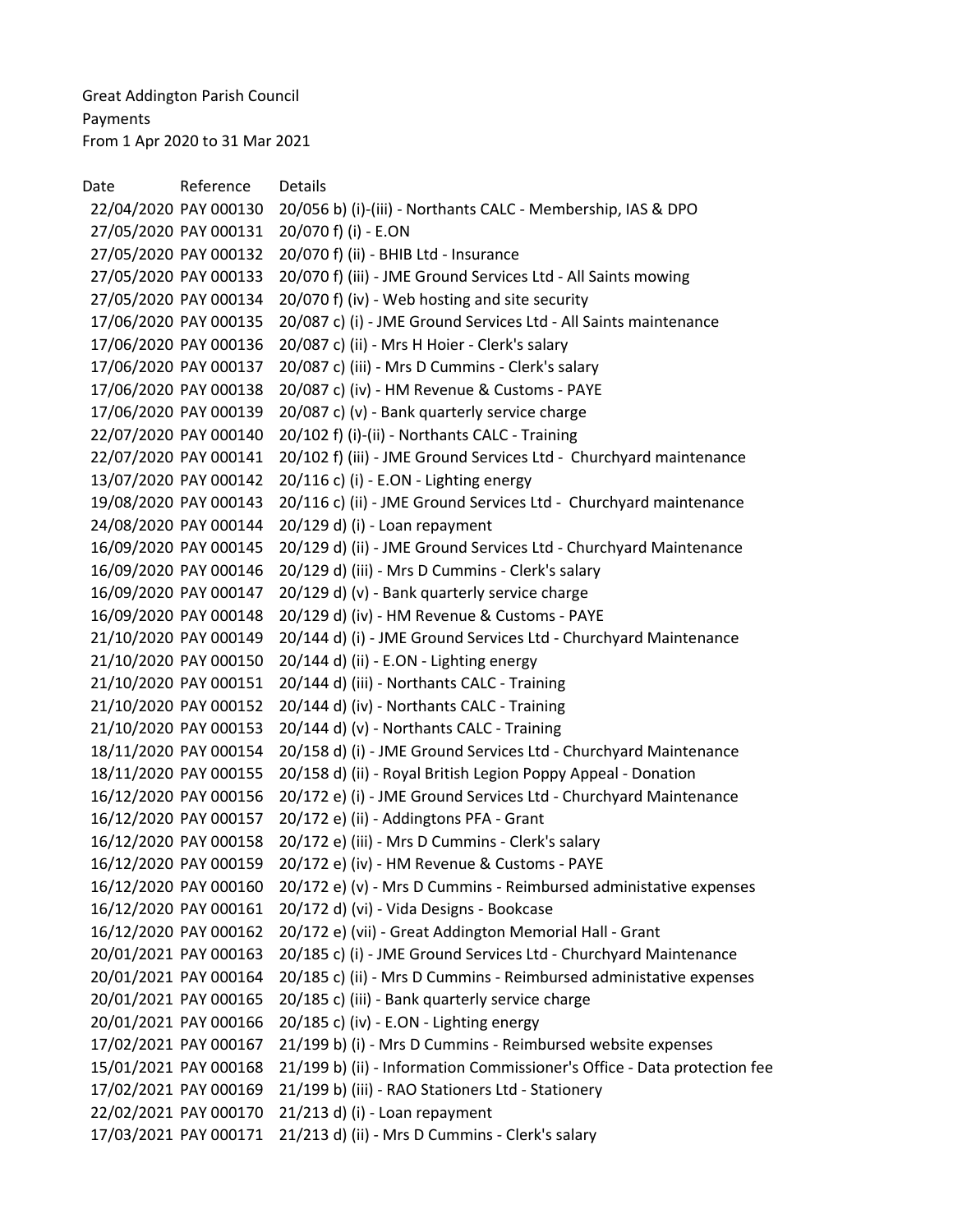Great Addington Parish Council
Payments
From 1 Apr 2020 to 31 Mar 2021

| Date | Reference | Details |
|---|---|---|
| 22/04/2020 | PAY 000130 | 20/056 b) (i)-(iii) - Northants CALC - Membership, IAS & DPO |
| 27/05/2020 | PAY 000131 | 20/070 f) (i) - E.ON |
| 27/05/2020 | PAY 000132 | 20/070 f) (ii) - BHIB Ltd - Insurance |
| 27/05/2020 | PAY 000133 | 20/070 f) (iii) - JME Ground Services Ltd - All Saints mowing |
| 27/05/2020 | PAY 000134 | 20/070 f) (iv) - Web hosting and site security |
| 17/06/2020 | PAY 000135 | 20/087 c) (i) - JME Ground Services Ltd - All Saints maintenance |
| 17/06/2020 | PAY 000136 | 20/087 c) (ii) - Mrs H Hoier - Clerk's salary |
| 17/06/2020 | PAY 000137 | 20/087 c) (iii) - Mrs D Cummins - Clerk's salary |
| 17/06/2020 | PAY 000138 | 20/087 c) (iv) - HM Revenue & Customs - PAYE |
| 17/06/2020 | PAY 000139 | 20/087 c) (v) - Bank quarterly service charge |
| 22/07/2020 | PAY 000140 | 20/102 f) (i)-(ii) - Northants CALC - Training |
| 22/07/2020 | PAY 000141 | 20/102 f) (iii) - JME Ground Services Ltd - Churchyard maintenance |
| 13/07/2020 | PAY 000142 | 20/116 c) (i) - E.ON - Lighting energy |
| 19/08/2020 | PAY 000143 | 20/116 c) (ii) - JME Ground Services Ltd - Churchyard maintenance |
| 24/08/2020 | PAY 000144 | 20/129 d) (i) - Loan repayment |
| 16/09/2020 | PAY 000145 | 20/129 d) (ii) - JME Ground Services Ltd - Churchyard Maintenance |
| 16/09/2020 | PAY 000146 | 20/129 d) (iii) - Mrs D Cummins - Clerk's salary |
| 16/09/2020 | PAY 000147 | 20/129 d) (v) - Bank quarterly service charge |
| 16/09/2020 | PAY 000148 | 20/129 d) (iv) - HM Revenue & Customs - PAYE |
| 21/10/2020 | PAY 000149 | 20/144 d) (i) - JME Ground Services Ltd - Churchyard Maintenance |
| 21/10/2020 | PAY 000150 | 20/144 d) (ii) - E.ON - Lighting energy |
| 21/10/2020 | PAY 000151 | 20/144 d) (iii) - Northants CALC - Training |
| 21/10/2020 | PAY 000152 | 20/144 d) (iv) - Northants CALC - Training |
| 21/10/2020 | PAY 000153 | 20/144 d) (v) - Northants CALC - Training |
| 18/11/2020 | PAY 000154 | 20/158 d) (i) - JME Ground Services Ltd - Churchyard Maintenance |
| 18/11/2020 | PAY 000155 | 20/158 d) (ii) - Royal British Legion Poppy Appeal - Donation |
| 16/12/2020 | PAY 000156 | 20/172 e) (i) - JME Ground Services Ltd - Churchyard Maintenance |
| 16/12/2020 | PAY 000157 | 20/172 e) (ii) - Addingtons PFA - Grant |
| 16/12/2020 | PAY 000158 | 20/172 e) (iii) - Mrs D Cummins - Clerk's salary |
| 16/12/2020 | PAY 000159 | 20/172 e) (iv) - HM Revenue & Customs - PAYE |
| 16/12/2020 | PAY 000160 | 20/172 e) (v) - Mrs D Cummins - Reimbursed administative expenses |
| 16/12/2020 | PAY 000161 | 20/172 d) (vi) - Vida Designs - Bookcase |
| 16/12/2020 | PAY 000162 | 20/172 e) (vii) - Great Addington Memorial Hall - Grant |
| 20/01/2021 | PAY 000163 | 20/185 c) (i) - JME Ground Services Ltd - Churchyard Maintenance |
| 20/01/2021 | PAY 000164 | 20/185 c) (ii) - Mrs D Cummins - Reimbursed administative expenses |
| 20/01/2021 | PAY 000165 | 20/185 c) (iii) - Bank quarterly service charge |
| 20/01/2021 | PAY 000166 | 20/185 c) (iv) - E.ON - Lighting energy |
| 17/02/2021 | PAY 000167 | 21/199 b) (i) - Mrs D Cummins - Reimbursed website expenses |
| 15/01/2021 | PAY 000168 | 21/199 b) (ii) - Information Commissioner's Office - Data protection fee |
| 17/02/2021 | PAY 000169 | 21/199 b) (iii) - RAO Stationers Ltd - Stationery |
| 22/02/2021 | PAY 000170 | 21/213 d) (i) - Loan repayment |
| 17/03/2021 | PAY 000171 | 21/213 d) (ii) - Mrs D Cummins - Clerk's salary |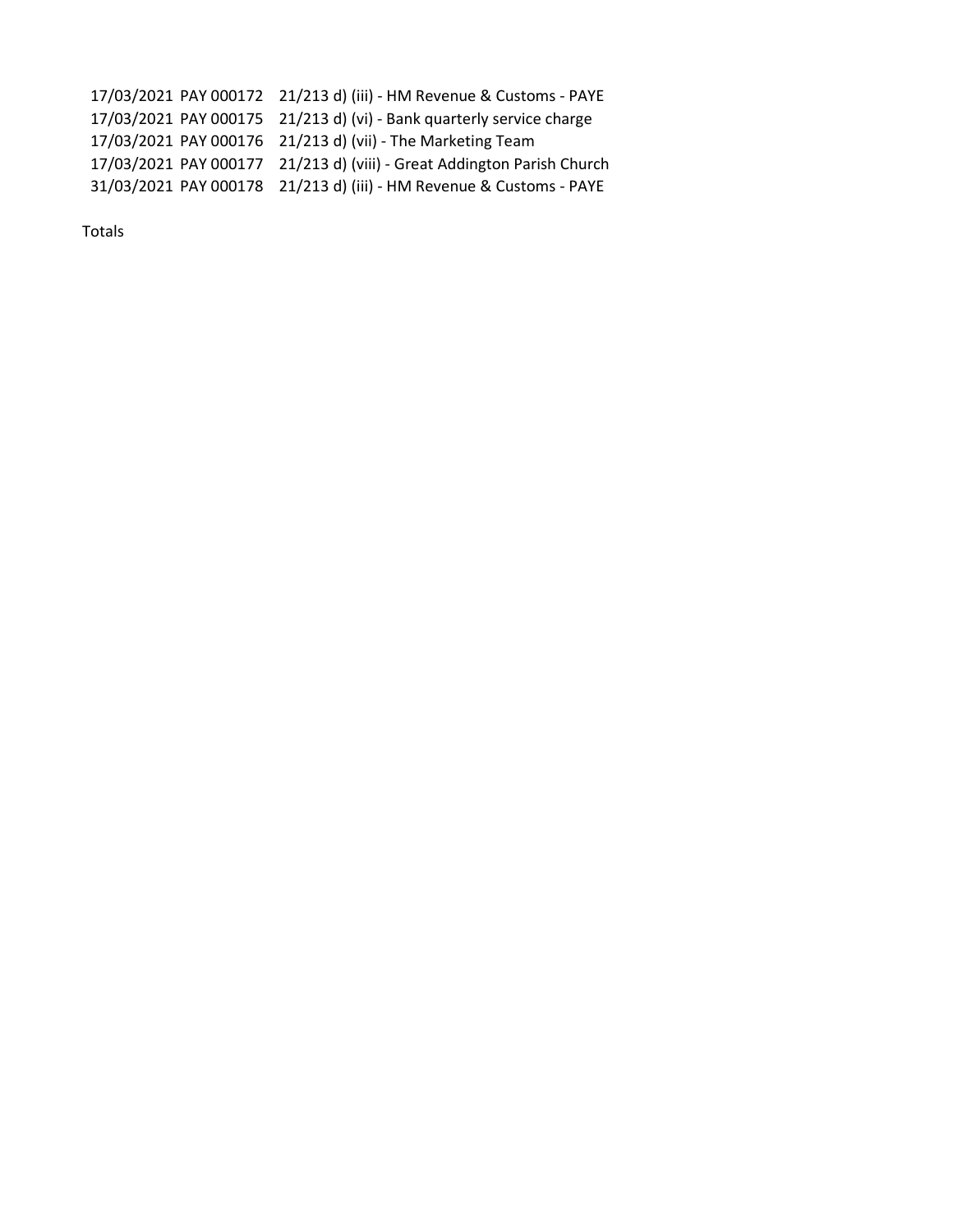| | | |
|---|---|---|
| 17/03/2021 | PAY 000172 | 21/213 d) (iii) - HM Revenue & Customs - PAYE |
| 17/03/2021 | PAY 000175 | 21/213 d) (vi) - Bank quarterly service charge |
| 17/03/2021 | PAY 000176 | 21/213 d) (vii) - The Marketing Team |
| 17/03/2021 | PAY 000177 | 21/213 d) (viii) - Great Addington Parish Church |
| 31/03/2021 | PAY 000178 | 21/213 d) (iii) - HM Revenue & Customs - PAYE |

Totals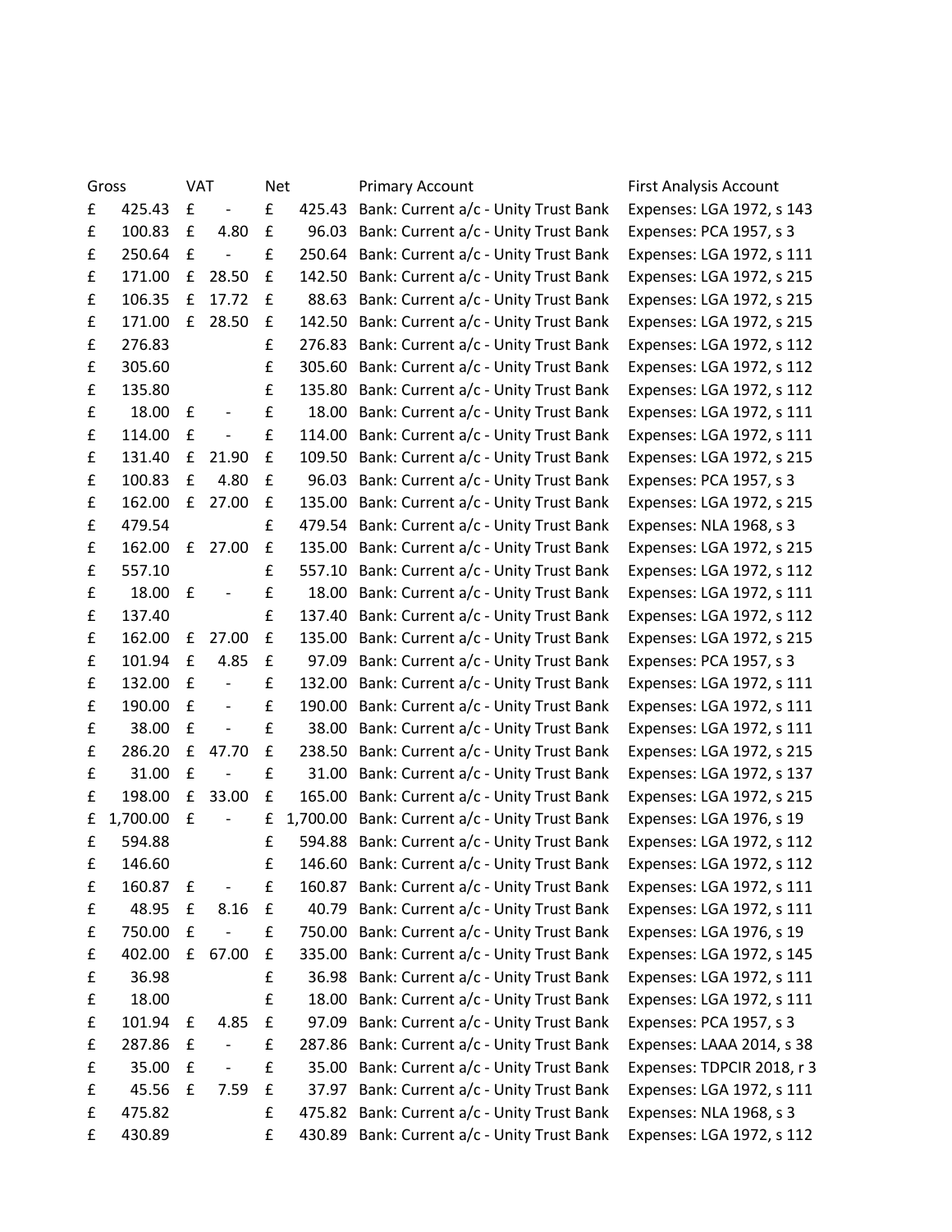| Gross | VAT | Net | Primary Account | First Analysis Account |
|---|---|---|---|---|
| £ 425.43 | £ - | £ 425.43 | Bank: Current a/c - Unity Trust Bank | Expenses: LGA 1972, s 143 |
| £ 100.83 | £ 4.80 | £ 96.03 | Bank: Current a/c - Unity Trust Bank | Expenses: PCA 1957, s 3 |
| £ 250.64 | £ - | £ 250.64 | Bank: Current a/c - Unity Trust Bank | Expenses: LGA 1972, s 111 |
| £ 171.00 | £ 28.50 | £ 142.50 | Bank: Current a/c - Unity Trust Bank | Expenses: LGA 1972, s 215 |
| £ 106.35 | £ 17.72 | £ 88.63 | Bank: Current a/c - Unity Trust Bank | Expenses: LGA 1972, s 215 |
| £ 171.00 | £ 28.50 | £ 142.50 | Bank: Current a/c - Unity Trust Bank | Expenses: LGA 1972, s 215 |
| £ 276.83 | | £ 276.83 | Bank: Current a/c - Unity Trust Bank | Expenses: LGA 1972, s 112 |
| £ 305.60 | | £ 305.60 | Bank: Current a/c - Unity Trust Bank | Expenses: LGA 1972, s 112 |
| £ 135.80 | | £ 135.80 | Bank: Current a/c - Unity Trust Bank | Expenses: LGA 1972, s 112 |
| £ 18.00 | £ - | £ 18.00 | Bank: Current a/c - Unity Trust Bank | Expenses: LGA 1972, s 111 |
| £ 114.00 | £ - | £ 114.00 | Bank: Current a/c - Unity Trust Bank | Expenses: LGA 1972, s 111 |
| £ 131.40 | £ 21.90 | £ 109.50 | Bank: Current a/c - Unity Trust Bank | Expenses: LGA 1972, s 215 |
| £ 100.83 | £ 4.80 | £ 96.03 | Bank: Current a/c - Unity Trust Bank | Expenses: PCA 1957, s 3 |
| £ 162.00 | £ 27.00 | £ 135.00 | Bank: Current a/c - Unity Trust Bank | Expenses: LGA 1972, s 215 |
| £ 479.54 | | £ 479.54 | Bank: Current a/c - Unity Trust Bank | Expenses: NLA 1968, s 3 |
| £ 162.00 | £ 27.00 | £ 135.00 | Bank: Current a/c - Unity Trust Bank | Expenses: LGA 1972, s 215 |
| £ 557.10 | | £ 557.10 | Bank: Current a/c - Unity Trust Bank | Expenses: LGA 1972, s 112 |
| £ 18.00 | £ - | £ 18.00 | Bank: Current a/c - Unity Trust Bank | Expenses: LGA 1972, s 111 |
| £ 137.40 | | £ 137.40 | Bank: Current a/c - Unity Trust Bank | Expenses: LGA 1972, s 112 |
| £ 162.00 | £ 27.00 | £ 135.00 | Bank: Current a/c - Unity Trust Bank | Expenses: LGA 1972, s 215 |
| £ 101.94 | £ 4.85 | £ 97.09 | Bank: Current a/c - Unity Trust Bank | Expenses: PCA 1957, s 3 |
| £ 132.00 | £ - | £ 132.00 | Bank: Current a/c - Unity Trust Bank | Expenses: LGA 1972, s 111 |
| £ 190.00 | £ - | £ 190.00 | Bank: Current a/c - Unity Trust Bank | Expenses: LGA 1972, s 111 |
| £ 38.00 | £ - | £ 38.00 | Bank: Current a/c - Unity Trust Bank | Expenses: LGA 1972, s 111 |
| £ 286.20 | £ 47.70 | £ 238.50 | Bank: Current a/c - Unity Trust Bank | Expenses: LGA 1972, s 215 |
| £ 31.00 | £ - | £ 31.00 | Bank: Current a/c - Unity Trust Bank | Expenses: LGA 1972, s 137 |
| £ 198.00 | £ 33.00 | £ 165.00 | Bank: Current a/c - Unity Trust Bank | Expenses: LGA 1972, s 215 |
| £ 1,700.00 | £ - | £ 1,700.00 | Bank: Current a/c - Unity Trust Bank | Expenses: LGA 1976, s 19 |
| £ 594.88 | | £ 594.88 | Bank: Current a/c - Unity Trust Bank | Expenses: LGA 1972, s 112 |
| £ 146.60 | | £ 146.60 | Bank: Current a/c - Unity Trust Bank | Expenses: LGA 1972, s 112 |
| £ 160.87 | £ - | £ 160.87 | Bank: Current a/c - Unity Trust Bank | Expenses: LGA 1972, s 111 |
| £ 48.95 | £ 8.16 | £ 40.79 | Bank: Current a/c - Unity Trust Bank | Expenses: LGA 1972, s 111 |
| £ 750.00 | £ - | £ 750.00 | Bank: Current a/c - Unity Trust Bank | Expenses: LGA 1976, s 19 |
| £ 402.00 | £ 67.00 | £ 335.00 | Bank: Current a/c - Unity Trust Bank | Expenses: LGA 1972, s 145 |
| £ 36.98 | | £ 36.98 | Bank: Current a/c - Unity Trust Bank | Expenses: LGA 1972, s 111 |
| £ 18.00 | | £ 18.00 | Bank: Current a/c - Unity Trust Bank | Expenses: LGA 1972, s 111 |
| £ 101.94 | £ 4.85 | £ 97.09 | Bank: Current a/c - Unity Trust Bank | Expenses: PCA 1957, s 3 |
| £ 287.86 | £ - | £ 287.86 | Bank: Current a/c - Unity Trust Bank | Expenses: LAAA 2014, s 38 |
| £ 35.00 | £ - | £ 35.00 | Bank: Current a/c - Unity Trust Bank | Expenses: TDPCIR 2018, r 3 |
| £ 45.56 | £ 7.59 | £ 37.97 | Bank: Current a/c - Unity Trust Bank | Expenses: LGA 1972, s 111 |
| £ 475.82 | | £ 475.82 | Bank: Current a/c - Unity Trust Bank | Expenses: NLA 1968, s 3 |
| £ 430.89 | | £ 430.89 | Bank: Current a/c - Unity Trust Bank | Expenses: LGA 1972, s 112 |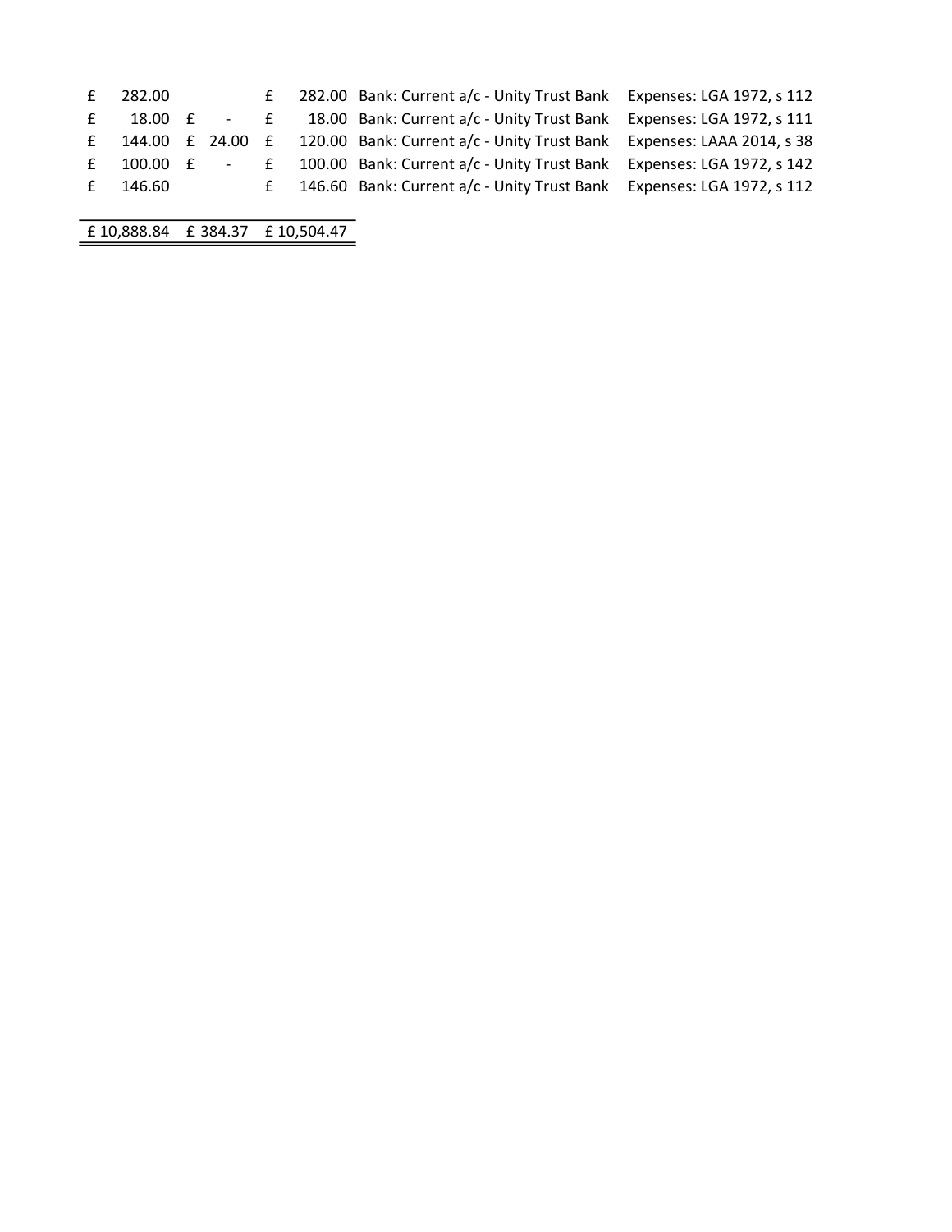| | | | | |
|---|---|---|---|---|
| £ 282.00 | | £ 282.00 | Bank: Current a/c - Unity Trust Bank | Expenses: LGA 1972, s 112 |
| £ 18.00 | £ - | £ 18.00 | Bank: Current a/c - Unity Trust Bank | Expenses: LGA 1972, s 111 |
| £ 144.00 | £ 24.00 | £ 120.00 | Bank: Current a/c - Unity Trust Bank | Expenses: LAAA 2014, s 38 |
| £ 100.00 | £ - | £ 100.00 | Bank: Current a/c - Unity Trust Bank | Expenses: LGA 1972, s 142 |
| £ 146.60 | | £ 146.60 | Bank: Current a/c - Unity Trust Bank | Expenses: LGA 1972, s 112 |
| £ 10,888.84 | £ 384.37 | £ 10,504.47 | | |